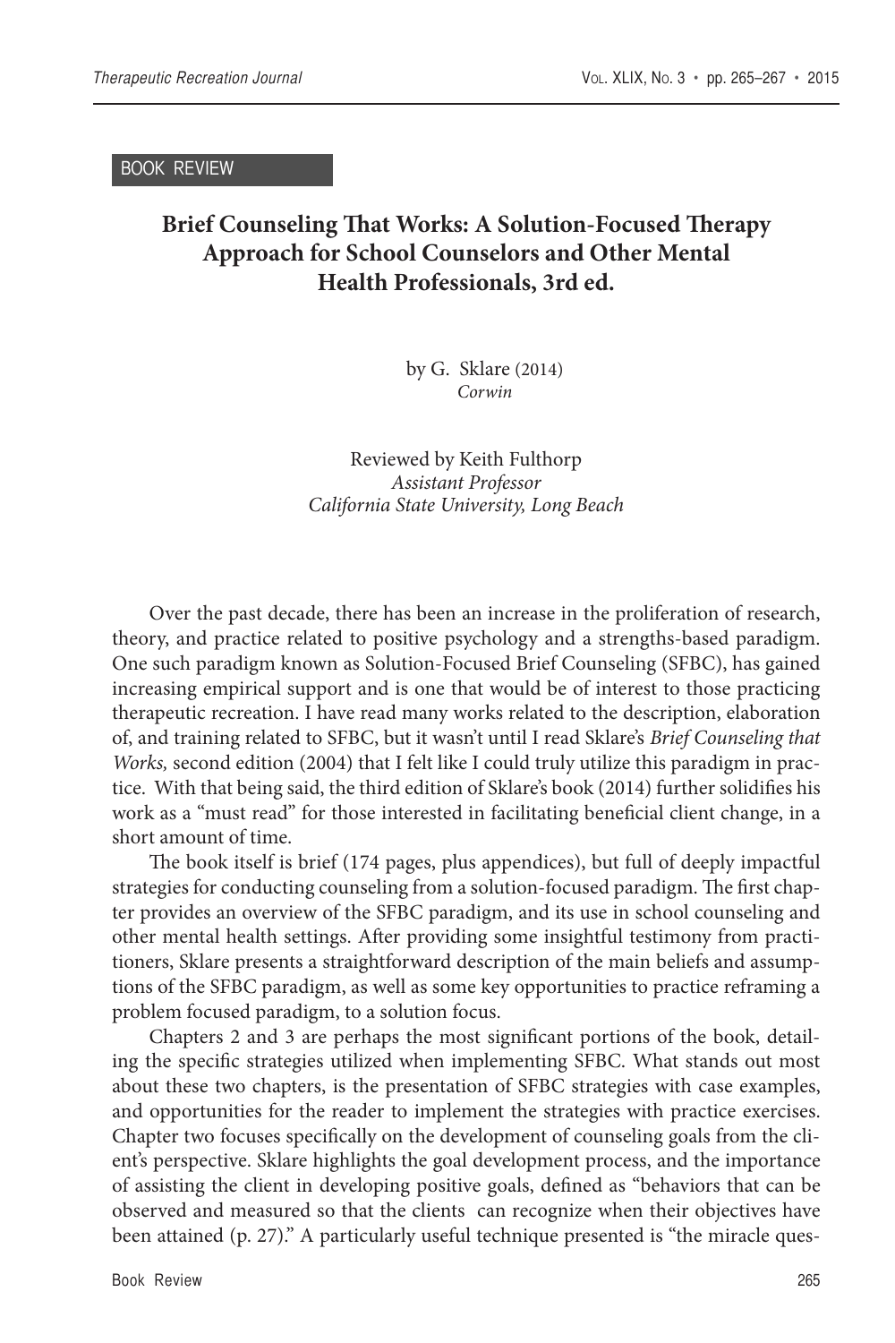BOOK REVIEW

# Brief Counseling That Works: A Solution-Focused Therapy Approach for School Counselors and Other Mental Health Professionals, 3rd ed.

by G. Sklare (2014)
*Corwin*

Reviewed by Keith Fulthorp
*Assistant Professor*
*California State University, Long Beach*

Over the past decade, there has been an increase in the proliferation of research, theory, and practice related to positive psychology and a strengths-based paradigm. One such paradigm known as Solution-Focused Brief Counseling (SFBC), has gained increasing empirical support and is one that would be of interest to those practicing therapeutic recreation. I have read many works related to the description, elaboration of, and training related to SFBC, but it wasn't until I read Sklare's *Brief Counseling that Works,* second edition (2004) that I felt like I could truly utilize this paradigm in practice. With that being said, the third edition of Sklare's book (2014) further solidifies his work as a "must read" for those interested in facilitating beneficial client change, in a short amount of time.

The book itself is brief (174 pages, plus appendices), but full of deeply impactful strategies for conducting counseling from a solution-focused paradigm. The first chapter provides an overview of the SFBC paradigm, and its use in school counseling and other mental health settings. After providing some insightful testimony from practitioners, Sklare presents a straightforward description of the main beliefs and assumptions of the SFBC paradigm, as well as some key opportunities to practice reframing a problem focused paradigm, to a solution focus.

Chapters 2 and 3 are perhaps the most significant portions of the book, detailing the specific strategies utilized when implementing SFBC. What stands out most about these two chapters, is the presentation of SFBC strategies with case examples, and opportunities for the reader to implement the strategies with practice exercises. Chapter two focuses specifically on the development of counseling goals from the client's perspective. Sklare highlights the goal development process, and the importance of assisting the client in developing positive goals, defined as "behaviors that can be observed and measured so that the clients can recognize when their objectives have been attained (p. 27)." A particularly useful technique presented is "the miracle ques-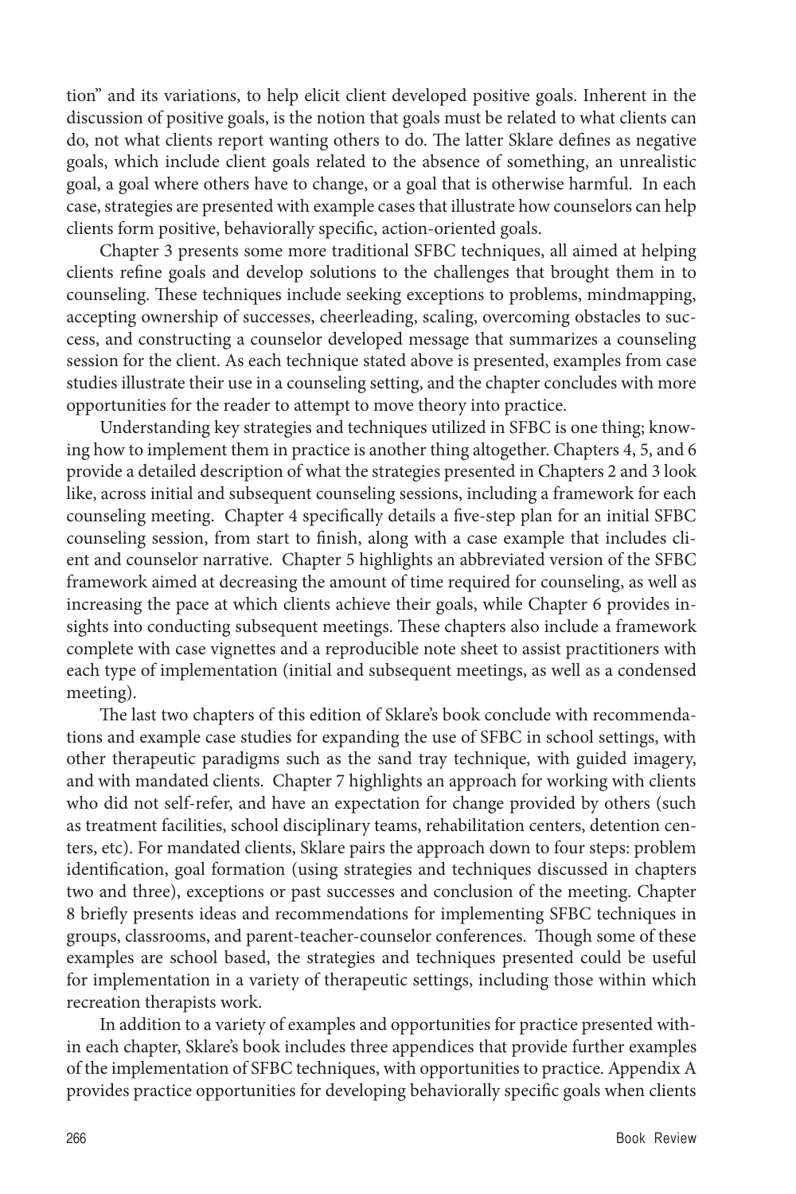tion" and its variations, to help elicit client developed positive goals. Inherent in the discussion of positive goals, is the notion that goals must be related to what clients can do, not what clients report wanting others to do. The latter Sklare defines as negative goals, which include client goals related to the absence of something, an unrealistic goal, a goal where others have to change, or a goal that is otherwise harmful. In each case, strategies are presented with example cases that illustrate how counselors can help clients form positive, behaviorally specific, action-oriented goals.

Chapter 3 presents some more traditional SFBC techniques, all aimed at helping clients refine goals and develop solutions to the challenges that brought them in to counseling. These techniques include seeking exceptions to problems, mindmapping, accepting ownership of successes, cheerleading, scaling, overcoming obstacles to success, and constructing a counselor developed message that summarizes a counseling session for the client. As each technique stated above is presented, examples from case studies illustrate their use in a counseling setting, and the chapter concludes with more opportunities for the reader to attempt to move theory into practice.

Understanding key strategies and techniques utilized in SFBC is one thing; knowing how to implement them in practice is another thing altogether. Chapters 4, 5, and 6 provide a detailed description of what the strategies presented in Chapters 2 and 3 look like, across initial and subsequent counseling sessions, including a framework for each counseling meeting. Chapter 4 specifically details a five-step plan for an initial SFBC counseling session, from start to finish, along with a case example that includes client and counselor narrative. Chapter 5 highlights an abbreviated version of the SFBC framework aimed at decreasing the amount of time required for counseling, as well as increasing the pace at which clients achieve their goals, while Chapter 6 provides insights into conducting subsequent meetings. These chapters also include a framework complete with case vignettes and a reproducible note sheet to assist practitioners with each type of implementation (initial and subsequent meetings, as well as a condensed meeting).

The last two chapters of this edition of Sklare's book conclude with recommendations and example case studies for expanding the use of SFBC in school settings, with other therapeutic paradigms such as the sand tray technique, with guided imagery, and with mandated clients. Chapter 7 highlights an approach for working with clients who did not self-refer, and have an expectation for change provided by others (such as treatment facilities, school disciplinary teams, rehabilitation centers, detention centers, etc). For mandated clients, Sklare pairs the approach down to four steps: problem identification, goal formation (using strategies and techniques discussed in chapters two and three), exceptions or past successes and conclusion of the meeting. Chapter 8 briefly presents ideas and recommendations for implementing SFBC techniques in groups, classrooms, and parent-teacher-counselor conferences. Though some of these examples are school based, the strategies and techniques presented could be useful for implementation in a variety of therapeutic settings, including those within which recreation therapists work.

In addition to a variety of examples and opportunities for practice presented within each chapter, Sklare's book includes three appendices that provide further examples of the implementation of SFBC techniques, with opportunities to practice. Appendix A provides practice opportunities for developing behaviorally specific goals when clients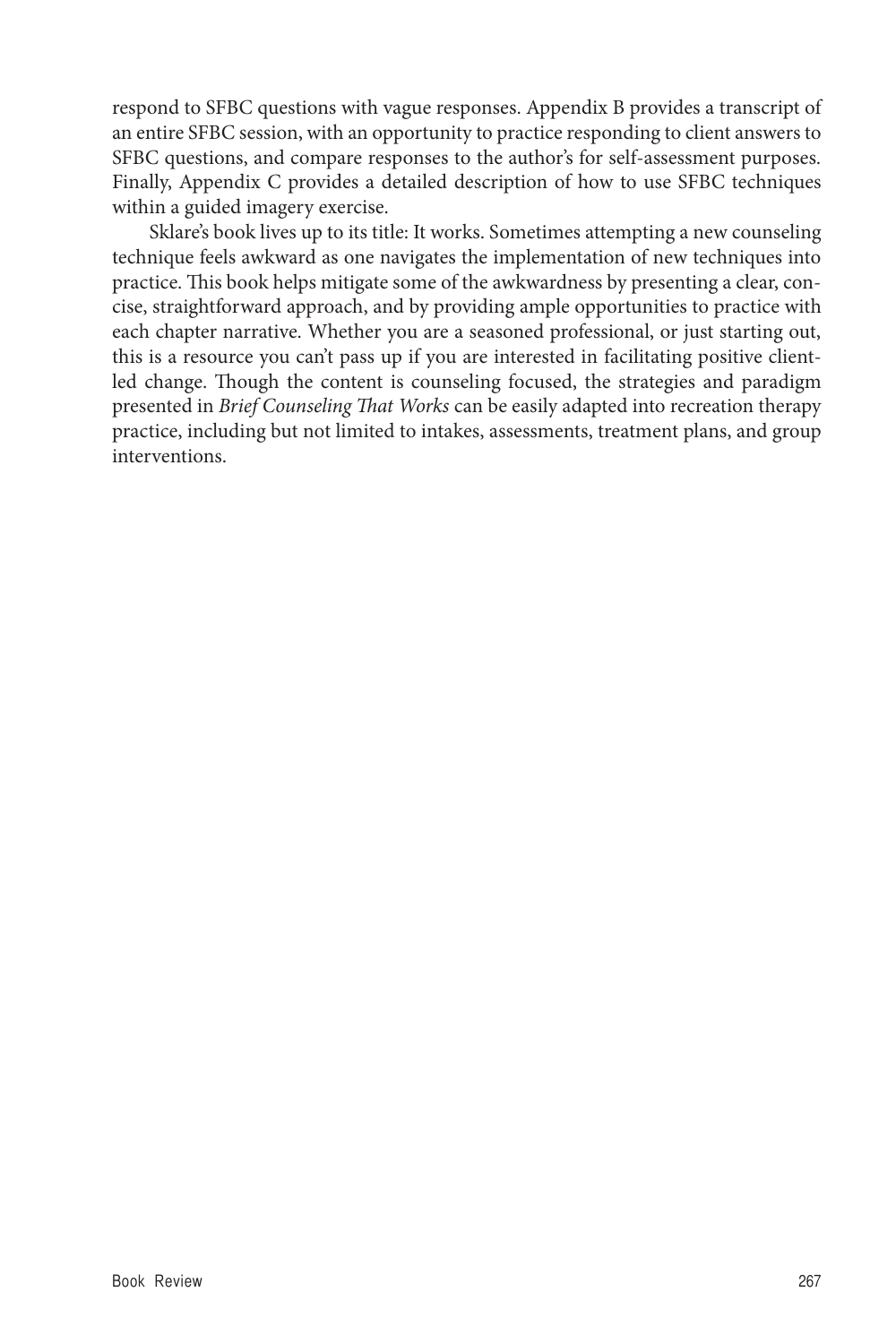respond to SFBC questions with vague responses. Appendix B provides a transcript of an entire SFBC session, with an opportunity to practice responding to client answers to SFBC questions, and compare responses to the author's for self-assessment purposes. Finally, Appendix C provides a detailed description of how to use SFBC techniques within a guided imagery exercise.

Sklare's book lives up to its title: It works. Sometimes attempting a new counseling technique feels awkward as one navigates the implementation of new techniques into practice. This book helps mitigate some of the awkwardness by presenting a clear, concise, straightforward approach, and by providing ample opportunities to practice with each chapter narrative. Whether you are a seasoned professional, or just starting out, this is a resource you can't pass up if you are interested in facilitating positive client-led change. Though the content is counseling focused, the strategies and paradigm presented in *Brief Counseling That Works* can be easily adapted into recreation therapy practice, including but not limited to intakes, assessments, treatment plans, and group interventions.